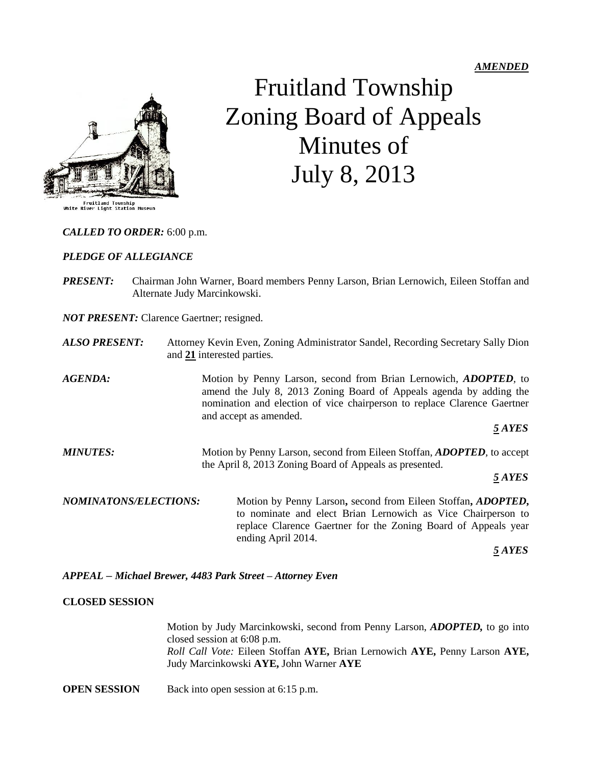***AMENDED***

# Fruitland Township Zoning Board of Appeals Minutes of July 8, 2013

Fruitland Township
White River Light Station Museum

***CALLED TO ORDER:*** 6:00 p.m.

***PLEDGE OF ALLEGIANCE***

***PRESENT:*** Chairman John Warner, Board members Penny Larson, Brian Lernowich, Eileen Stoffan and Alternate Judy Marcinkowski.

***NOT PRESENT:*** Clarence Gaertner; resigned.

***ALSO PRESENT:*** Attorney Kevin Even, Zoning Administrator Sandel, Recording Secretary Sally Dion and **21** interested parties.

***AGENDA:*** Motion by Penny Larson, second from Brian Lernowich, ***ADOPTED***, to amend the July 8, 2013 Zoning Board of Appeals agenda by adding the nomination and election of vice chairperson to replace Clarence Gaertner and accept as amended.

***5 AYES***

***MINUTES:*** Motion by Penny Larson, second from Eileen Stoffan, ***ADOPTED***, to accept the April 8, 2013 Zoning Board of Appeals as presented.

***5 AYES***

***NOMINATONS/ELECTIONS:*** Motion by Penny Larson**,** second from Eileen Stoffan**,** ***ADOPTED,*** to nominate and elect Brian Lernowich as Vice Chairperson to replace Clarence Gaertner for the Zoning Board of Appeals year ending April 2014.

***5 AYES***

***APPEAL – Michael Brewer, 4483 Park Street – Attorney Even***

**CLOSED SESSION**

Motion by Judy Marcinkowski, second from Penny Larson, ***ADOPTED,*** to go into closed session at 6:08 p.m.
*Roll Call Vote:* Eileen Stoffan **AYE,** Brian Lernowich **AYE,** Penny Larson **AYE,** Judy Marcinkowski **AYE,** John Warner **AYE**

**OPEN SESSION** Back into open session at 6:15 p.m.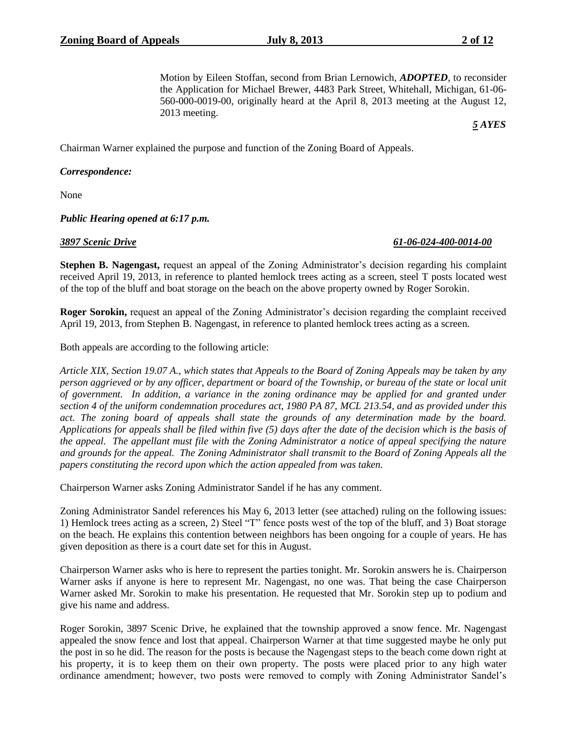Motion by Eileen Stoffan, second from Brian Lernowich, ***ADOPTED***, to reconsider the Application for Michael Brewer, 4483 Park Street, Whitehall, Michigan, 61-06-560-000-0019-00, originally heard at the April 8, 2013 meeting at the August 12, 2013 meeting.

***5 AYES***

Chairman Warner explained the purpose and function of the Zoning Board of Appeals.

***Correspondence:***

None

***Public Hearing opened at 6:17 p.m.***

***3897 Scenic Drive*** ***61-06-024-400-0014-00***

**Stephen B. Nagengast,** request an appeal of the Zoning Administrator's decision regarding his complaint received April 19, 2013, in reference to planted hemlock trees acting as a screen, steel T posts located west of the top of the bluff and boat storage on the beach on the above property owned by Roger Sorokin.

**Roger Sorokin,** request an appeal of the Zoning Administrator's decision regarding the complaint received April 19, 2013, from Stephen B. Nagengast, in reference to planted hemlock trees acting as a screen.

Both appeals are according to the following article:

*Article XIX, Section 19.07 A., which states that Appeals to the Board of Zoning Appeals may be taken by any person aggrieved or by any officer, department or board of the Township, or bureau of the state or local unit of government. In addition, a variance in the zoning ordinance may be applied for and granted under section 4 of the uniform condemnation procedures act, 1980 PA 87, MCL 213.54, and as provided under this act. The zoning board of appeals shall state the grounds of any determination made by the board. Applications for appeals shall be filed within five (5) days after the date of the decision which is the basis of the appeal. The appellant must file with the Zoning Administrator a notice of appeal specifying the nature and grounds for the appeal. The Zoning Administrator shall transmit to the Board of Zoning Appeals all the papers constituting the record upon which the action appealed from was taken.*

Chairperson Warner asks Zoning Administrator Sandel if he has any comment.

Zoning Administrator Sandel references his May 6, 2013 letter (see attached) ruling on the following issues: 1) Hemlock trees acting as a screen, 2) Steel "T" fence posts west of the top of the bluff, and 3) Boat storage on the beach. He explains this contention between neighbors has been ongoing for a couple of years. He has given deposition as there is a court date set for this in August.

Chairperson Warner asks who is here to represent the parties tonight. Mr. Sorokin answers he is. Chairperson Warner asks if anyone is here to represent Mr. Nagengast, no one was. That being the case Chairperson Warner asked Mr. Sorokin to make his presentation. He requested that Mr. Sorokin step up to podium and give his name and address.

Roger Sorokin, 3897 Scenic Drive, he explained that the township approved a snow fence. Mr. Nagengast appealed the snow fence and lost that appeal. Chairperson Warner at that time suggested maybe he only put the post in so he did. The reason for the posts is because the Nagengast steps to the beach come down right at his property, it is to keep them on their own property. The posts were placed prior to any high water ordinance amendment; however, two posts were removed to comply with Zoning Administrator Sandel's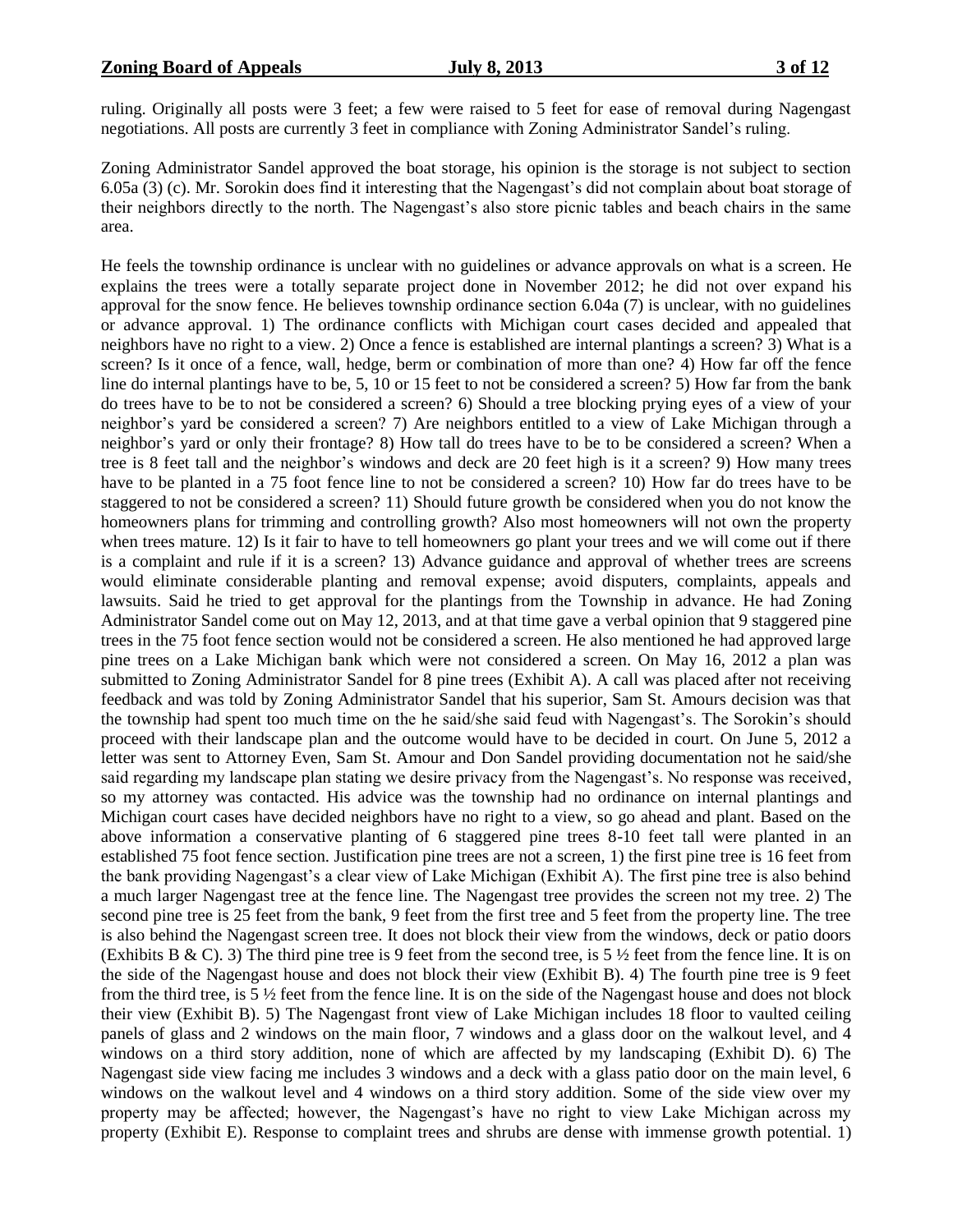ruling. Originally all posts were 3 feet; a few were raised to 5 feet for ease of removal during Nagengast negotiations. All posts are currently 3 feet in compliance with Zoning Administrator Sandel's ruling.

Zoning Administrator Sandel approved the boat storage, his opinion is the storage is not subject to section 6.05a (3) (c). Mr. Sorokin does find it interesting that the Nagengast's did not complain about boat storage of their neighbors directly to the north. The Nagengast's also store picnic tables and beach chairs in the same area.

He feels the township ordinance is unclear with no guidelines or advance approvals on what is a screen. He explains the trees were a totally separate project done in November 2012; he did not over expand his approval for the snow fence. He believes township ordinance section 6.04a (7) is unclear, with no guidelines or advance approval. 1) The ordinance conflicts with Michigan court cases decided and appealed that neighbors have no right to a view. 2) Once a fence is established are internal plantings a screen? 3) What is a screen? Is it once of a fence, wall, hedge, berm or combination of more than one? 4) How far off the fence line do internal plantings have to be, 5, 10 or 15 feet to not be considered a screen? 5) How far from the bank do trees have to be to not be considered a screen? 6) Should a tree blocking prying eyes of a view of your neighbor's yard be considered a screen? 7) Are neighbors entitled to a view of Lake Michigan through a neighbor's yard or only their frontage? 8) How tall do trees have to be to be considered a screen? When a tree is 8 feet tall and the neighbor's windows and deck are 20 feet high is it a screen? 9) How many trees have to be planted in a 75 foot fence line to not be considered a screen? 10) How far do trees have to be staggered to not be considered a screen? 11) Should future growth be considered when you do not know the homeowners plans for trimming and controlling growth? Also most homeowners will not own the property when trees mature. 12) Is it fair to have to tell homeowners go plant your trees and we will come out if there is a complaint and rule if it is a screen? 13) Advance guidance and approval of whether trees are screens would eliminate considerable planting and removal expense; avoid disputers, complaints, appeals and lawsuits. Said he tried to get approval for the plantings from the Township in advance. He had Zoning Administrator Sandel come out on May 12, 2013, and at that time gave a verbal opinion that 9 staggered pine trees in the 75 foot fence section would not be considered a screen. He also mentioned he had approved large pine trees on a Lake Michigan bank which were not considered a screen. On May 16, 2012 a plan was submitted to Zoning Administrator Sandel for 8 pine trees (Exhibit A). A call was placed after not receiving feedback and was told by Zoning Administrator Sandel that his superior, Sam St. Amours decision was that the township had spent too much time on the he said/she said feud with Nagengast's. The Sorokin's should proceed with their landscape plan and the outcome would have to be decided in court. On June 5, 2012 a letter was sent to Attorney Even, Sam St. Amour and Don Sandel providing documentation not he said/she said regarding my landscape plan stating we desire privacy from the Nagengast's. No response was received, so my attorney was contacted. His advice was the township had no ordinance on internal plantings and Michigan court cases have decided neighbors have no right to a view, so go ahead and plant. Based on the above information a conservative planting of 6 staggered pine trees 8-10 feet tall were planted in an established 75 foot fence section. Justification pine trees are not a screen, 1) the first pine tree is 16 feet from the bank providing Nagengast's a clear view of Lake Michigan (Exhibit A). The first pine tree is also behind a much larger Nagengast tree at the fence line. The Nagengast tree provides the screen not my tree. 2) The second pine tree is 25 feet from the bank, 9 feet from the first tree and 5 feet from the property line. The tree is also behind the Nagengast screen tree. It does not block their view from the windows, deck or patio doors (Exhibits B & C). 3) The third pine tree is 9 feet from the second tree, is 5 ½ feet from the fence line. It is on the side of the Nagengast house and does not block their view (Exhibit B). 4) The fourth pine tree is 9 feet from the third tree, is 5 ½ feet from the fence line. It is on the side of the Nagengast house and does not block their view (Exhibit B). 5) The Nagengast front view of Lake Michigan includes 18 floor to vaulted ceiling panels of glass and 2 windows on the main floor, 7 windows and a glass door on the walkout level, and 4 windows on a third story addition, none of which are affected by my landscaping (Exhibit D). 6) The Nagengast side view facing me includes 3 windows and a deck with a glass patio door on the main level, 6 windows on the walkout level and 4 windows on a third story addition. Some of the side view over my property may be affected; however, the Nagengast's have no right to view Lake Michigan across my property (Exhibit E). Response to complaint trees and shrubs are dense with immense growth potential. 1)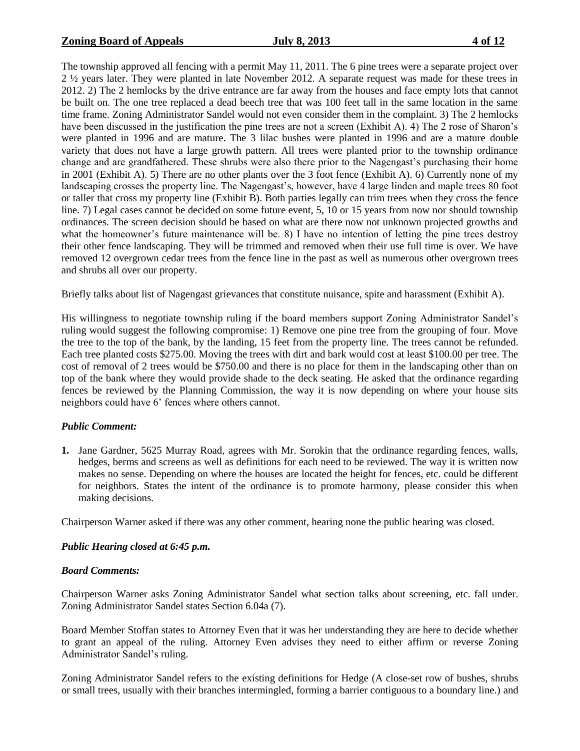The township approved all fencing with a permit May 11, 2011. The 6 pine trees were a separate project over 2 ½ years later. They were planted in late November 2012. A separate request was made for these trees in 2012. 2) The 2 hemlocks by the drive entrance are far away from the houses and face empty lots that cannot be built on. The one tree replaced a dead beech tree that was 100 feet tall in the same location in the same time frame. Zoning Administrator Sandel would not even consider them in the complaint. 3) The 2 hemlocks have been discussed in the justification the pine trees are not a screen (Exhibit A). 4) The 2 rose of Sharon's were planted in 1996 and are mature. The 3 lilac bushes were planted in 1996 and are a mature double variety that does not have a large growth pattern. All trees were planted prior to the township ordinance change and are grandfathered. These shrubs were also there prior to the Nagengast's purchasing their home in 2001 (Exhibit A). 5) There are no other plants over the 3 foot fence (Exhibit A). 6) Currently none of my landscaping crosses the property line. The Nagengast's, however, have 4 large linden and maple trees 80 foot or taller that cross my property line (Exhibit B). Both parties legally can trim trees when they cross the fence line. 7) Legal cases cannot be decided on some future event, 5, 10 or 15 years from now nor should township ordinances. The screen decision should be based on what are there now not unknown projected growths and what the homeowner's future maintenance will be. 8) I have no intention of letting the pine trees destroy their other fence landscaping. They will be trimmed and removed when their use full time is over. We have removed 12 overgrown cedar trees from the fence line in the past as well as numerous other overgrown trees and shrubs all over our property.

Briefly talks about list of Nagengast grievances that constitute nuisance, spite and harassment (Exhibit A).

His willingness to negotiate township ruling if the board members support Zoning Administrator Sandel's ruling would suggest the following compromise: 1) Remove one pine tree from the grouping of four. Move the tree to the top of the bank, by the landing, 15 feet from the property line. The trees cannot be refunded. Each tree planted costs $275.00. Moving the trees with dirt and bark would cost at least $100.00 per tree. The cost of removal of 2 trees would be $750.00 and there is no place for them in the landscaping other than on top of the bank where they would provide shade to the deck seating. He asked that the ordinance regarding fences be reviewed by the Planning Commission, the way it is now depending on where your house sits neighbors could have 6' fences where others cannot.

### *Public Comment:*

1. Jane Gardner, 5625 Murray Road, agrees with Mr. Sorokin that the ordinance regarding fences, walls, hedges, berms and screens as well as definitions for each need to be reviewed. The way it is written now makes no sense. Depending on where the houses are located the height for fences, etc. could be different for neighbors. States the intent of the ordinance is to promote harmony, please consider this when making decisions.

Chairperson Warner asked if there was any other comment, hearing none the public hearing was closed.

***Public Hearing closed at 6:45 p.m.***

### *Board Comments:*

Chairperson Warner asks Zoning Administrator Sandel what section talks about screening, etc. fall under. Zoning Administrator Sandel states Section 6.04a (7).

Board Member Stoffan states to Attorney Even that it was her understanding they are here to decide whether to grant an appeal of the ruling. Attorney Even advises they need to either affirm or reverse Zoning Administrator Sandel's ruling.

Zoning Administrator Sandel refers to the existing definitions for Hedge (A close-set row of bushes, shrubs or small trees, usually with their branches intermingled, forming a barrier contiguous to a boundary line.) and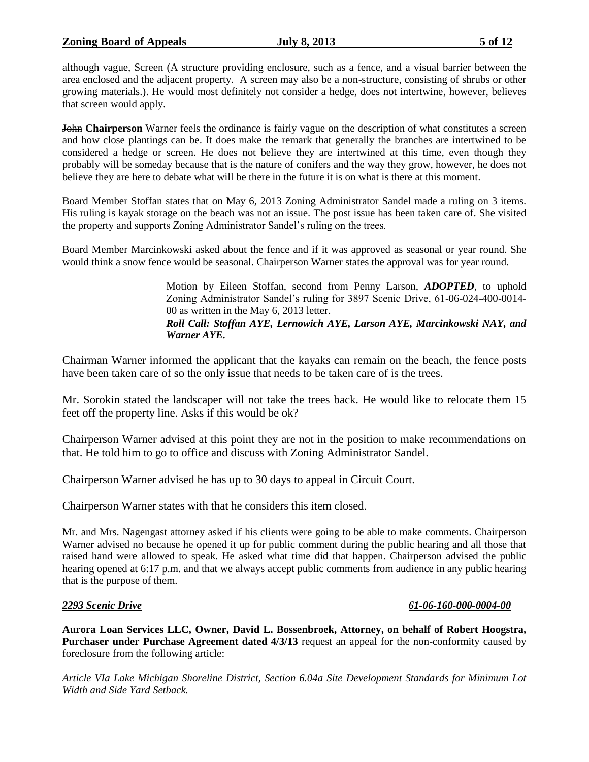although vague, Screen (A structure providing enclosure, such as a fence, and a visual barrier between the area enclosed and the adjacent property. A screen may also be a non-structure, consisting of shrubs or other growing materials.). He would most definitely not consider a hedge, does not intertwine, however, believes that screen would apply.

~~John~~ **Chairperson** Warner feels the ordinance is fairly vague on the description of what constitutes a screen and how close plantings can be. It does make the remark that generally the branches are intertwined to be considered a hedge or screen. He does not believe they are intertwined at this time, even though they probably will be someday because that is the nature of conifers and the way they grow, however, he does not believe they are here to debate what will be there in the future it is on what is there at this moment.

Board Member Stoffan states that on May 6, 2013 Zoning Administrator Sandel made a ruling on 3 items. His ruling is kayak storage on the beach was not an issue. The post issue has been taken care of. She visited the property and supports Zoning Administrator Sandel's ruling on the trees.

Board Member Marcinkowski asked about the fence and if it was approved as seasonal or year round. She would think a snow fence would be seasonal. Chairperson Warner states the approval was for year round.

> Motion by Eileen Stoffan, second from Penny Larson, ***ADOPTED***, to uphold Zoning Administrator Sandel's ruling for 3897 Scenic Drive, 61-06-024-400-0014-00 as written in the May 6, 2013 letter.
> ***Roll Call: Stoffan AYE, Lernowich AYE, Larson AYE, Marcinkowski NAY, and Warner AYE.***

Chairman Warner informed the applicant that the kayaks can remain on the beach, the fence posts have been taken care of so the only issue that needs to be taken care of is the trees.

Mr. Sorokin stated the landscaper will not take the trees back. He would like to relocate them 15 feet off the property line. Asks if this would be ok?

Chairperson Warner advised at this point they are not in the position to make recommendations on that. He told him to go to office and discuss with Zoning Administrator Sandel.

Chairperson Warner advised he has up to 30 days to appeal in Circuit Court.

Chairperson Warner states with that he considers this item closed.

Mr. and Mrs. Nagengast attorney asked if his clients were going to be able to make comments. Chairperson Warner advised no because he opened it up for public comment during the public hearing and all those that raised hand were allowed to speak. He asked what time did that happen. Chairperson advised the public hearing opened at 6:17 p.m. and that we always accept public comments from audience in any public hearing that is the purpose of them.

***2293 Scenic Drive*** ***61-06-160-000-0004-00***

**Aurora Loan Services LLC, Owner, David L. Bossenbroek, Attorney, on behalf of Robert Hoogstra, Purchaser under Purchase Agreement dated 4/3/13** request an appeal for the non-conformity caused by foreclosure from the following article:

*Article VIa Lake Michigan Shoreline District, Section 6.04a Site Development Standards for Minimum Lot Width and Side Yard Setback.*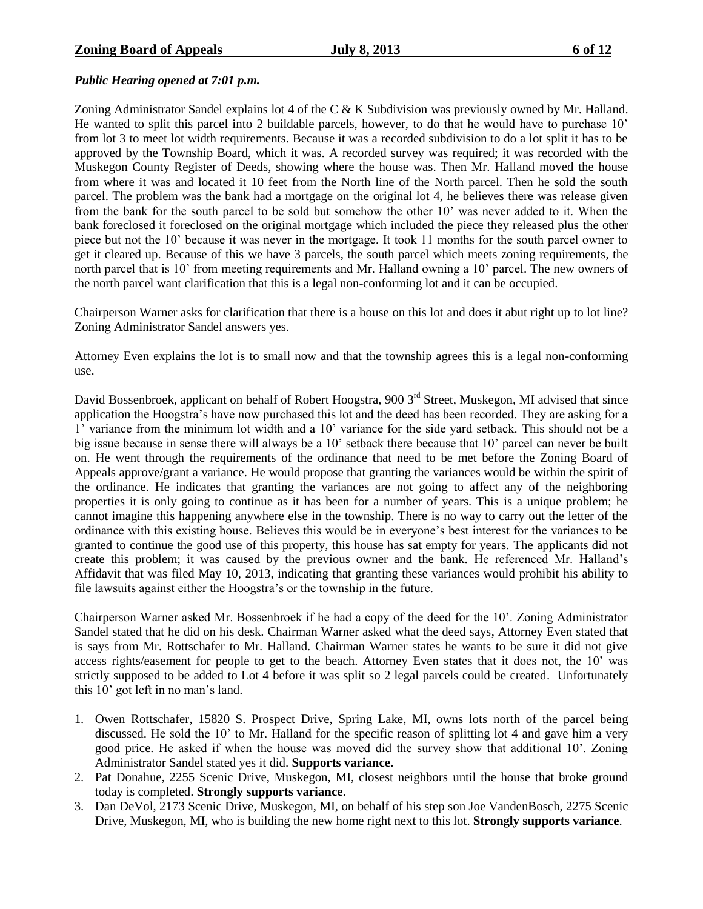***Public Hearing opened at 7:01 p.m.***

Zoning Administrator Sandel explains lot 4 of the C & K Subdivision was previously owned by Mr. Halland. He wanted to split this parcel into 2 buildable parcels, however, to do that he would have to purchase 10' from lot 3 to meet lot width requirements. Because it was a recorded subdivision to do a lot split it has to be approved by the Township Board, which it was. A recorded survey was required; it was recorded with the Muskegon County Register of Deeds, showing where the house was. Then Mr. Halland moved the house from where it was and located it 10 feet from the North line of the North parcel. Then he sold the south parcel. The problem was the bank had a mortgage on the original lot 4, he believes there was release given from the bank for the south parcel to be sold but somehow the other 10' was never added to it. When the bank foreclosed it foreclosed on the original mortgage which included the piece they released plus the other piece but not the 10' because it was never in the mortgage. It took 11 months for the south parcel owner to get it cleared up. Because of this we have 3 parcels, the south parcel which meets zoning requirements, the north parcel that is 10' from meeting requirements and Mr. Halland owning a 10' parcel. The new owners of the north parcel want clarification that this is a legal non-conforming lot and it can be occupied.

Chairperson Warner asks for clarification that there is a house on this lot and does it abut right up to lot line? Zoning Administrator Sandel answers yes.

Attorney Even explains the lot is to small now and that the township agrees this is a legal non-conforming use.

David Bossenbroek, applicant on behalf of Robert Hoogstra, 900 3rd Street, Muskegon, MI advised that since application the Hoogstra's have now purchased this lot and the deed has been recorded. They are asking for a 1' variance from the minimum lot width and a 10' variance for the side yard setback. This should not be a big issue because in sense there will always be a 10' setback there because that 10' parcel can never be built on. He went through the requirements of the ordinance that need to be met before the Zoning Board of Appeals approve/grant a variance. He would propose that granting the variances would be within the spirit of the ordinance. He indicates that granting the variances are not going to affect any of the neighboring properties it is only going to continue as it has been for a number of years. This is a unique problem; he cannot imagine this happening anywhere else in the township. There is no way to carry out the letter of the ordinance with this existing house. Believes this would be in everyone's best interest for the variances to be granted to continue the good use of this property, this house has sat empty for years. The applicants did not create this problem; it was caused by the previous owner and the bank. He referenced Mr. Halland's Affidavit that was filed May 10, 2013, indicating that granting these variances would prohibit his ability to file lawsuits against either the Hoogstra's or the township in the future.

Chairperson Warner asked Mr. Bossenbroek if he had a copy of the deed for the 10'. Zoning Administrator Sandel stated that he did on his desk. Chairman Warner asked what the deed says, Attorney Even stated that is says from Mr. Rottschafer to Mr. Halland. Chairman Warner states he wants to be sure it did not give access rights/easement for people to get to the beach. Attorney Even states that it does not, the 10' was strictly supposed to be added to Lot 4 before it was split so 2 legal parcels could be created. Unfortunately this 10' got left in no man's land.

1. Owen Rottschafer, 15820 S. Prospect Drive, Spring Lake, MI, owns lots north of the parcel being discussed. He sold the 10' to Mr. Halland for the specific reason of splitting lot 4 and gave him a very good price. He asked if when the house was moved did the survey show that additional 10'. Zoning Administrator Sandel stated yes it did. **Supports variance.**
2. Pat Donahue, 2255 Scenic Drive, Muskegon, MI, closest neighbors until the house that broke ground today is completed. **Strongly supports variance**.
3. Dan DeVol, 2173 Scenic Drive, Muskegon, MI, on behalf of his step son Joe VandenBosch, 2275 Scenic Drive, Muskegon, MI, who is building the new home right next to this lot. **Strongly supports variance**.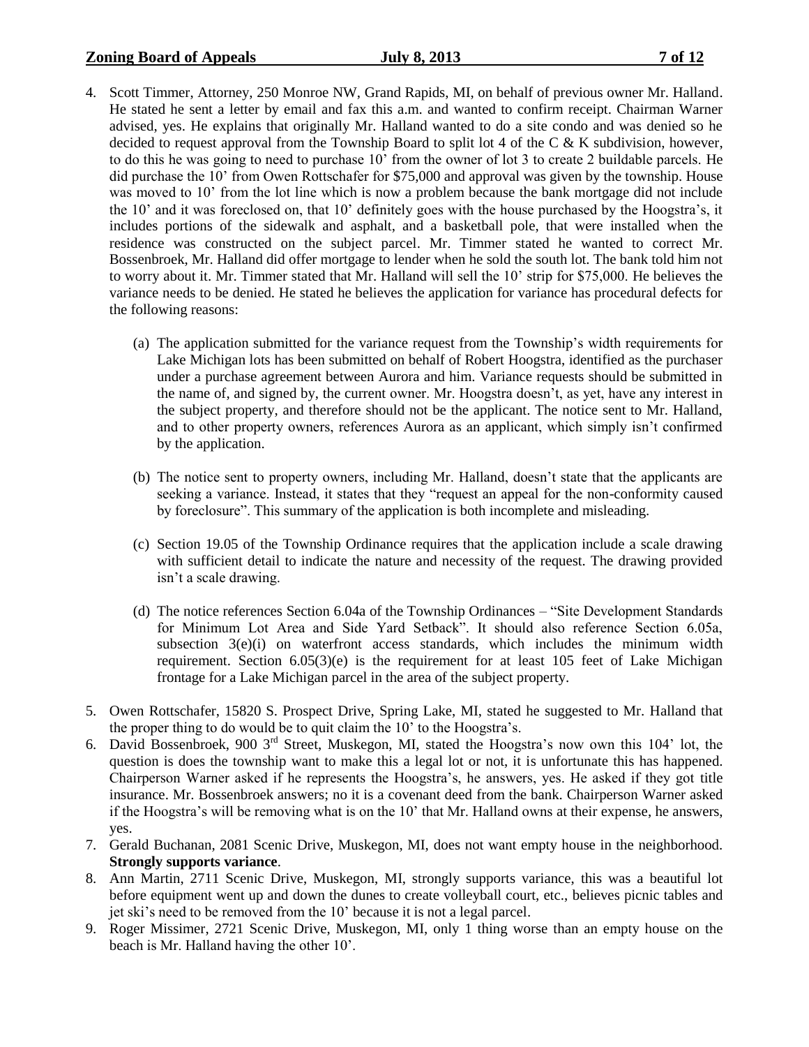4. Scott Timmer, Attorney, 250 Monroe NW, Grand Rapids, MI, on behalf of previous owner Mr. Halland. He stated he sent a letter by email and fax this a.m. and wanted to confirm receipt. Chairman Warner advised, yes. He explains that originally Mr. Halland wanted to do a site condo and was denied so he decided to request approval from the Township Board to split lot 4 of the C & K subdivision, however, to do this he was going to need to purchase 10' from the owner of lot 3 to create 2 buildable parcels. He did purchase the 10' from Owen Rottschafer for $75,000 and approval was given by the township. House was moved to 10' from the lot line which is now a problem because the bank mortgage did not include the 10' and it was foreclosed on, that 10' definitely goes with the house purchased by the Hoogstra's, it includes portions of the sidewalk and asphalt, and a basketball pole, that were installed when the residence was constructed on the subject parcel. Mr. Timmer stated he wanted to correct Mr. Bossenbroek, Mr. Halland did offer mortgage to lender when he sold the south lot. The bank told him not to worry about it. Mr. Timmer stated that Mr. Halland will sell the 10' strip for $75,000. He believes the variance needs to be denied. He stated he believes the application for variance has procedural defects for the following reasons:

   (a) The application submitted for the variance request from the Township's width requirements for Lake Michigan lots has been submitted on behalf of Robert Hoogstra, identified as the purchaser under a purchase agreement between Aurora and him. Variance requests should be submitted in the name of, and signed by, the current owner. Mr. Hoogstra doesn't, as yet, have any interest in the subject property, and therefore should not be the applicant. The notice sent to Mr. Halland, and to other property owners, references Aurora as an applicant, which simply isn't confirmed by the application.

   (b) The notice sent to property owners, including Mr. Halland, doesn't state that the applicants are seeking a variance. Instead, it states that they "request an appeal for the non-conformity caused by foreclosure". This summary of the application is both incomplete and misleading.

   (c) Section 19.05 of the Township Ordinance requires that the application include a scale drawing with sufficient detail to indicate the nature and necessity of the request. The drawing provided isn't a scale drawing.

   (d) The notice references Section 6.04a of the Township Ordinances – "Site Development Standards for Minimum Lot Area and Side Yard Setback". It should also reference Section 6.05a, subsection 3(e)(i) on waterfront access standards, which includes the minimum width requirement. Section 6.05(3)(e) is the requirement for at least 105 feet of Lake Michigan frontage for a Lake Michigan parcel in the area of the subject property.

5. Owen Rottschafer, 15820 S. Prospect Drive, Spring Lake, MI, stated he suggested to Mr. Halland that the proper thing to do would be to quit claim the 10' to the Hoogstra's.
6. David Bossenbroek, 900 3rd Street, Muskegon, MI, stated the Hoogstra's now own this 104' lot, the question is does the township want to make this a legal lot or not, it is unfortunate this has happened. Chairperson Warner asked if he represents the Hoogstra's, he answers, yes. He asked if they got title insurance. Mr. Bossenbroek answers; no it is a covenant deed from the bank. Chairperson Warner asked if the Hoogstra's will be removing what is on the 10' that Mr. Halland owns at their expense, he answers, yes.
7. Gerald Buchanan, 2081 Scenic Drive, Muskegon, MI, does not want empty house in the neighborhood. **Strongly supports variance**.
8. Ann Martin, 2711 Scenic Drive, Muskegon, MI, strongly supports variance, this was a beautiful lot before equipment went up and down the dunes to create volleyball court, etc., believes picnic tables and jet ski's need to be removed from the 10' because it is not a legal parcel.
9. Roger Missimer, 2721 Scenic Drive, Muskegon, MI, only 1 thing worse than an empty house on the beach is Mr. Halland having the other 10'.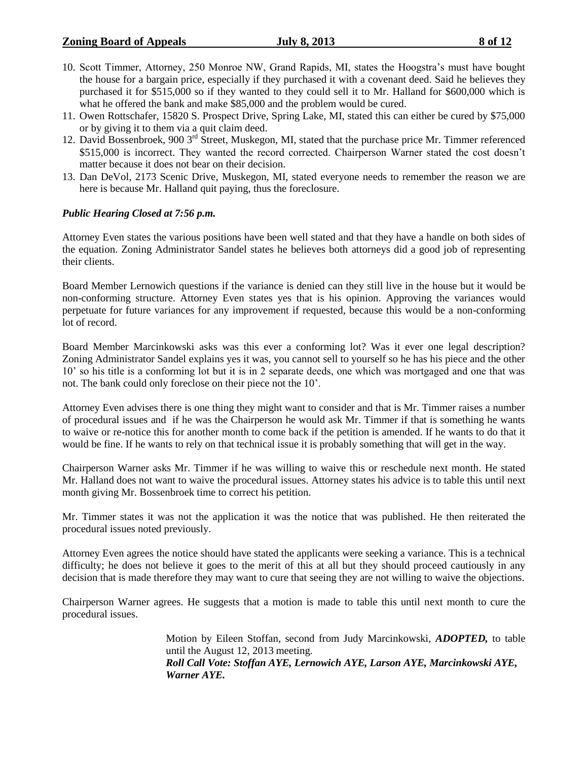10. Scott Timmer, Attorney, 250 Monroe NW, Grand Rapids, MI, states the Hoogstra's must have bought the house for a bargain price, especially if they purchased it with a covenant deed. Said he believes they purchased it for $515,000 so if they wanted to they could sell it to Mr. Halland for $600,000 which is what he offered the bank and make $85,000 and the problem would be cured.
11. Owen Rottschafer, 15820 S. Prospect Drive, Spring Lake, MI, stated this can either be cured by $75,000 or by giving it to them via a quit claim deed.
12. David Bossenbroek, 900 3rd Street, Muskegon, MI, stated that the purchase price Mr. Timmer referenced $515,000 is incorrect. They wanted the record corrected. Chairperson Warner stated the cost doesn't matter because it does not bear on their decision.
13. Dan DeVol, 2173 Scenic Drive, Muskegon, MI, stated everyone needs to remember the reason we are here is because Mr. Halland quit paying, thus the foreclosure.

***Public Hearing Closed at 7:56 p.m.***

Attorney Even states the various positions have been well stated and that they have a handle on both sides of the equation. Zoning Administrator Sandel states he believes both attorneys did a good job of representing their clients.

Board Member Lernowich questions if the variance is denied can they still live in the house but it would be non-conforming structure. Attorney Even states yes that is his opinion. Approving the variances would perpetuate for future variances for any improvement if requested, because this would be a non-conforming lot of record.

Board Member Marcinkowski asks was this ever a conforming lot? Was it ever one legal description? Zoning Administrator Sandel explains yes it was, you cannot sell to yourself so he has his piece and the other 10' so his title is a conforming lot but it is in 2 separate deeds, one which was mortgaged and one that was not. The bank could only foreclose on their piece not the 10'.

Attorney Even advises there is one thing they might want to consider and that is Mr. Timmer raises a number of procedural issues and if he was the Chairperson he would ask Mr. Timmer if that is something he wants to waive or re-notice this for another month to come back if the petition is amended. If he wants to do that it would be fine. If he wants to rely on that technical issue it is probably something that will get in the way.

Chairperson Warner asks Mr. Timmer if he was willing to waive this or reschedule next month. He stated Mr. Halland does not want to waive the procedural issues. Attorney states his advice is to table this until next month giving Mr. Bossenbroek time to correct his petition.

Mr. Timmer states it was not the application it was the notice that was published. He then reiterated the procedural issues noted previously.

Attorney Even agrees the notice should have stated the applicants were seeking a variance. This is a technical difficulty; he does not believe it goes to the merit of this at all but they should proceed cautiously in any decision that is made therefore they may want to cure that seeing they are not willing to waive the objections.

Chairperson Warner agrees. He suggests that a motion is made to table this until next month to cure the procedural issues.

> Motion by Eileen Stoffan, second from Judy Marcinkowski, ***ADOPTED,*** to table until the August 12, 2013 meeting.
> ***Roll Call Vote: Stoffan AYE, Lernowich AYE, Larson AYE, Marcinkowski AYE, Warner AYE.***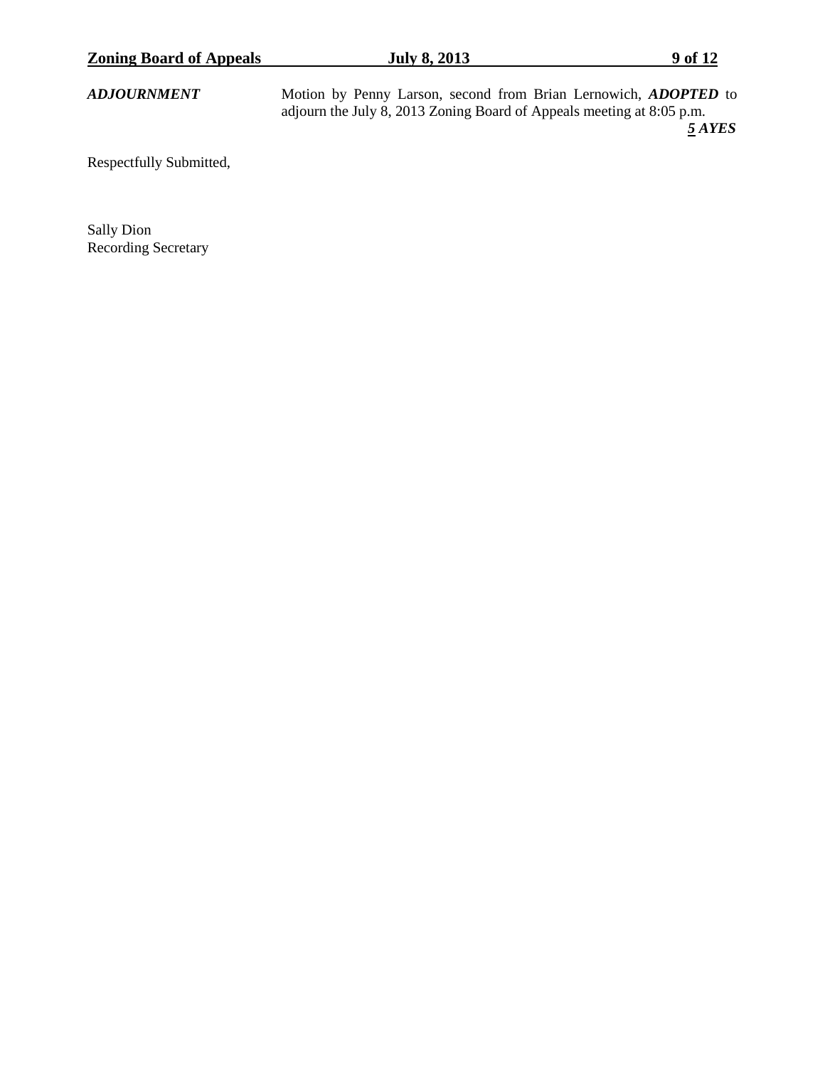***ADJOURNMENT*** Motion by Penny Larson, second from Brian Lernowich, ***ADOPTED*** to adjourn the July 8, 2013 Zoning Board of Appeals meeting at 8:05 p.m.

***5 AYES***

Respectfully Submitted,

Sally Dion
Recording Secretary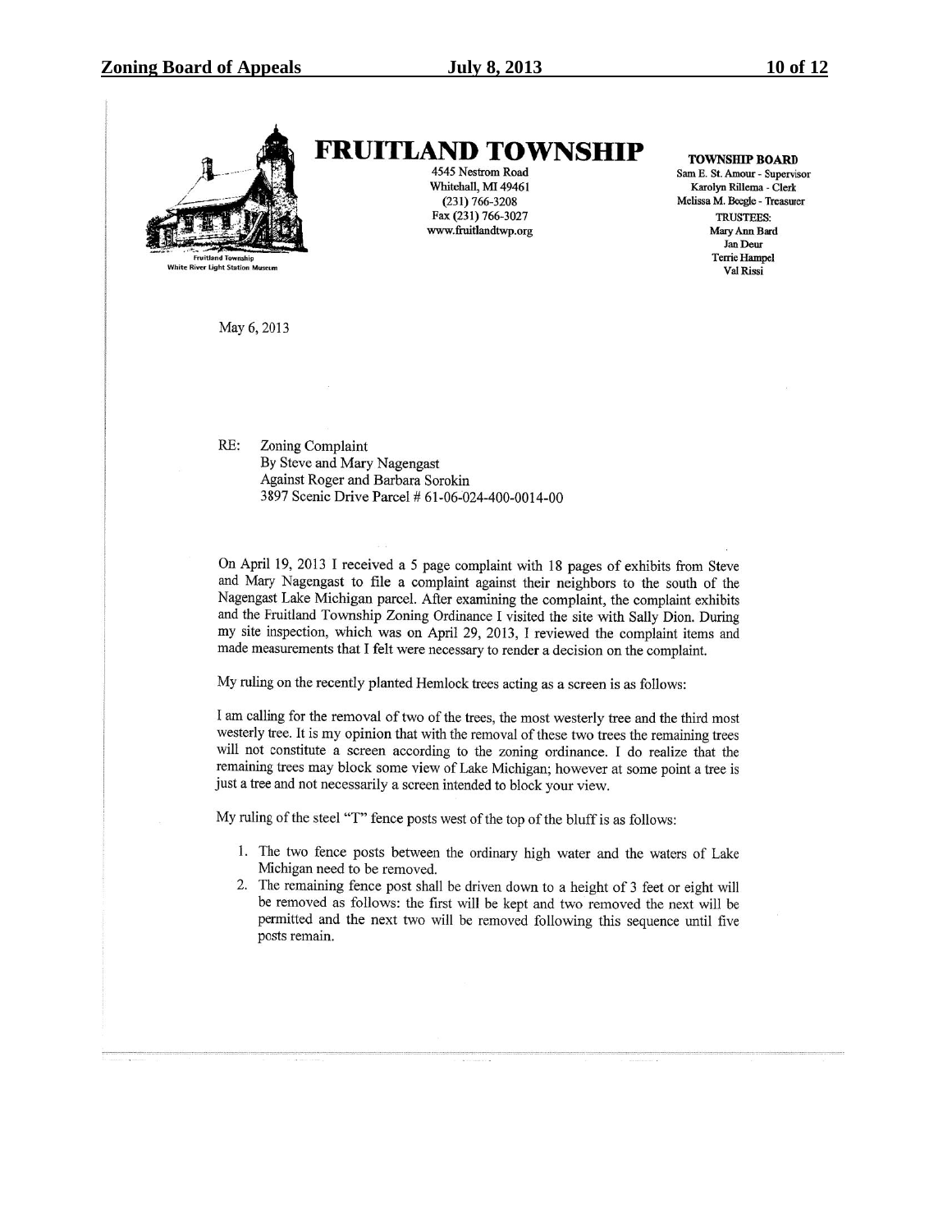# FRUITLAND TOWNSHIP

4545 Nestrom Road
Whitehall, MI 49461
(231) 766-3208
Fax (231) 766-3027
www.fruitlandtwp.org

Fruitland Township
White River Light Station Museum

**TOWNSHIP BOARD**
Sam E. St. Amour - Supervisor
Karolyn Rillema - Clerk
Melissa M. Beegle - Treasurer
TRUSTEES:
Mary Ann Bard
Jan Deur
Terrie Hampel
Val Rissi

May 6, 2013

RE: Zoning Complaint
By Steve and Mary Nagengast
Against Roger and Barbara Sorokin
3897 Scenic Drive Parcel # 61-06-024-400-0014-00

On April 19, 2013 I received a 5 page complaint with 18 pages of exhibits from Steve and Mary Nagengast to file a complaint against their neighbors to the south of the Nagengast Lake Michigan parcel. After examining the complaint, the complaint exhibits and the Fruitland Township Zoning Ordinance I visited the site with Sally Dion. During my site inspection, which was on April 29, 2013, I reviewed the complaint items and made measurements that I felt were necessary to render a decision on the complaint.

My ruling on the recently planted Hemlock trees acting as a screen is as follows:

I am calling for the removal of two of the trees, the most westerly tree and the third most westerly tree. It is my opinion that with the removal of these two trees the remaining trees will not constitute a screen according to the zoning ordinance. I do realize that the remaining trees may block some view of Lake Michigan; however at some point a tree is just a tree and not necessarily a screen intended to block your view.

My ruling of the steel "T" fence posts west of the top of the bluff is as follows:

1. The two fence posts between the ordinary high water and the waters of Lake Michigan need to be removed.
2. The remaining fence post shall be driven down to a height of 3 feet or eight will be removed as follows: the first will be kept and two removed the next will be permitted and the next two will be removed following this sequence until five posts remain.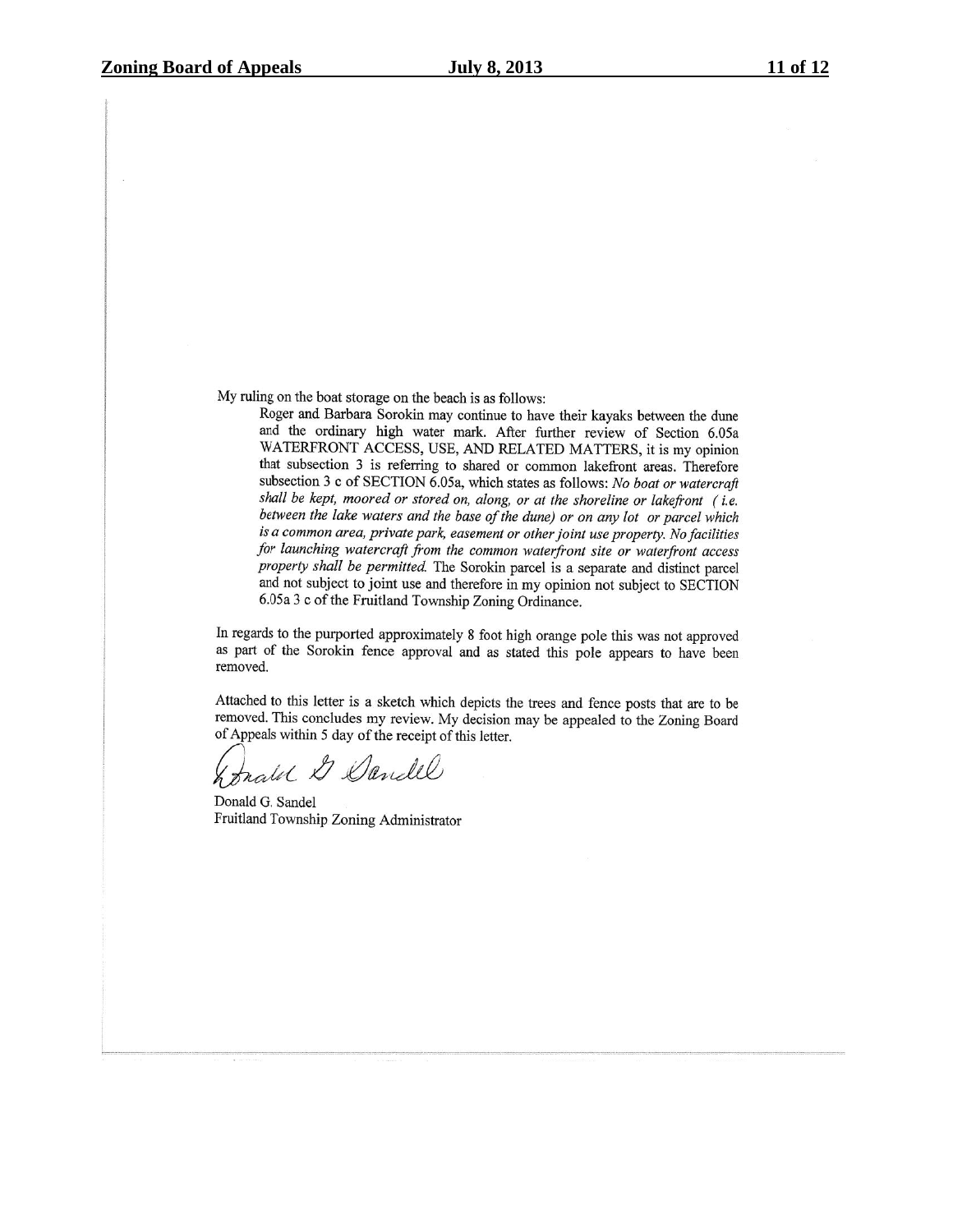My ruling on the boat storage on the beach is as follows:

> Roger and Barbara Sorokin may continue to have their kayaks between the dune and the ordinary high water mark. After further review of Section 6.05a WATERFRONT ACCESS, USE, AND RELATED MATTERS, it is my opinion that subsection 3 is referring to shared or common lakefront areas. Therefore subsection 3 c of SECTION 6.05a, which states as follows: *No boat or watercraft shall be kept, moored or stored on, along, or at the shoreline or lakefront ( i.e. between the lake waters and the base of the dune) or on any lot or parcel which is a common area, private park, easement or other joint use property. No facilities for launching watercraft from the common waterfront site or waterfront access property shall be permitted.* The Sorokin parcel is a separate and distinct parcel and not subject to joint use and therefore in my opinion not subject to SECTION 6.05a 3 c of the Fruitland Township Zoning Ordinance.

In regards to the purported approximately 8 foot high orange pole this was not approved as part of the Sorokin fence approval and as stated this pole appears to have been removed.

Attached to this letter is a sketch which depicts the trees and fence posts that are to be removed. This concludes my review. My decision may be appealed to the Zoning Board of Appeals within 5 day of the receipt of this letter.

Donald G. Sandel

Donald G. Sandel
Fruitland Township Zoning Administrator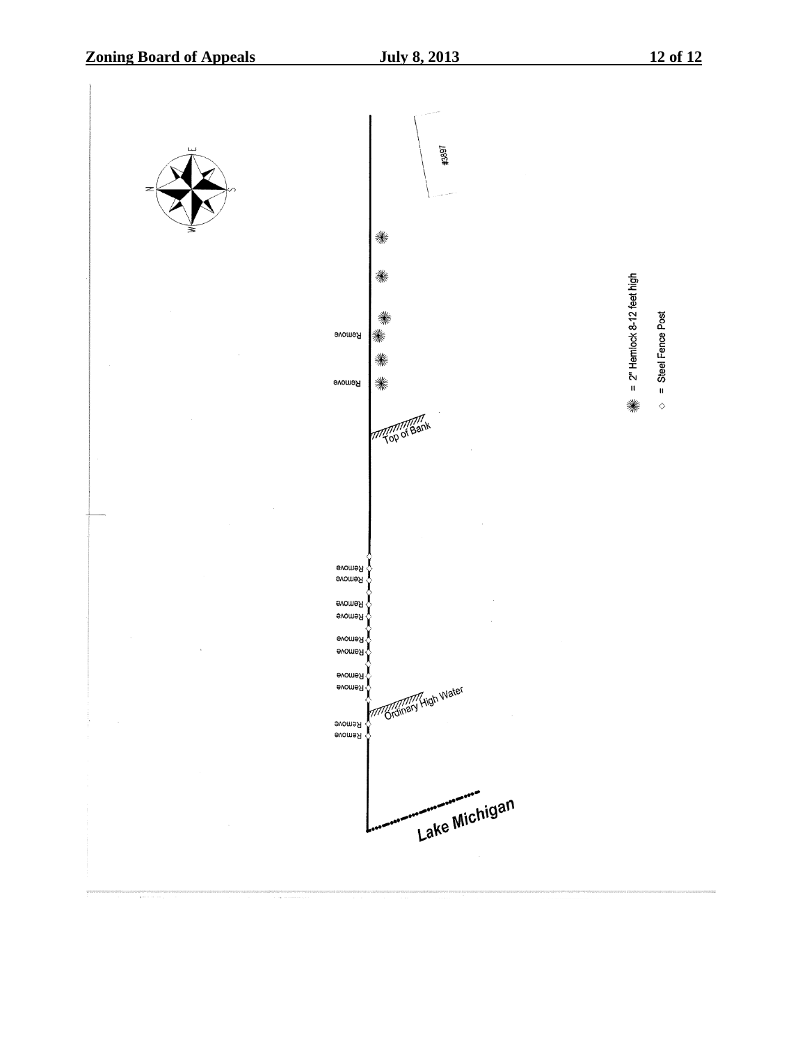#3897

Remove

Remove

Top of Bank

Remove
Remove
Remove
Remove
Remove
Remove
Remove
Remove

Ordinary High Water

Remove
Remove

Lake Michigan

= 2" Hemlock 8-12 feet high

= Steel Fence Post

N

E

S

W